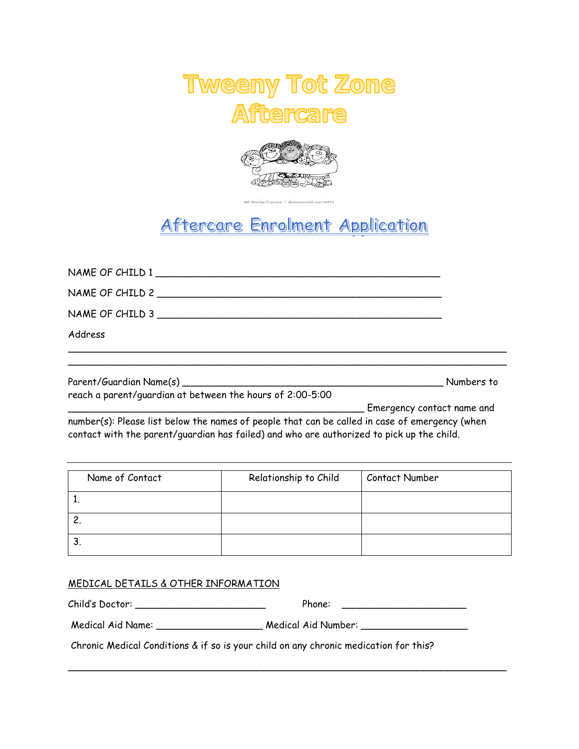# Tweeny Tot Zone Aftercare

©C.Charley-Franzwa * illustrationsOf.com/54574

## Aftercare Enrolment Application

NAME OF CHILD 1 ______________________________________________

NAME OF CHILD 2 ______________________________________________

NAME OF CHILD 3 ______________________________________________

Address

_______________________________________________________________

_______________________________________________________________

Parent/Guardian Name(s) ________________________________________ Numbers to reach a parent/guardian at between the hours of 2:00-5:00 _______________________________________________ Emergency contact name and number(s): Please list below the names of people that can be called in case of emergency (when contact with the parent/guardian has failed) and who are authorized to pick up the child.

| Name of Contact | Relationship to Child | Contact Number |
|---|---|---|
| 1. | | |
| 2. | | |
| 3. | | |

MEDICAL DETAILS & OTHER INFORMATION

Child's Doctor: ______________________ Phone: ____________________

Medical Aid Name: __________________ Medical Aid Number: __________________

Chronic Medical Conditions & if so is your child on any chronic medication for this?

_______________________________________________________________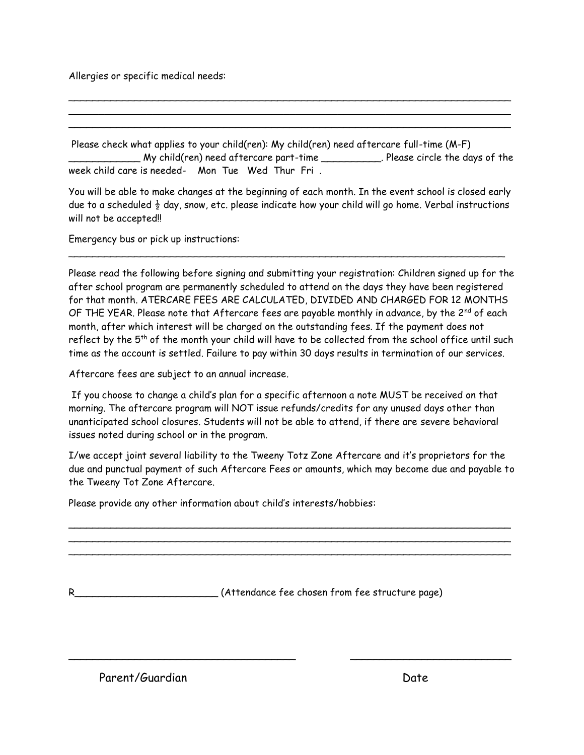Allergies or specific medical needs:

\_\_\_\_\_\_\_\_\_\_\_\_\_\_\_\_\_\_\_\_\_\_\_\_\_\_\_\_\_\_\_\_\_\_\_\_\_\_\_\_\_\_\_\_\_\_\_\_\_\_\_\_\_\_\_\_\_\_\_\_\_\_\_\_\_\_\_\_\_\_\_\_\_\_\_\_\_\_
\_\_\_\_\_\_\_\_\_\_\_\_\_\_\_\_\_\_\_\_\_\_\_\_\_\_\_\_\_\_\_\_\_\_\_\_\_\_\_\_\_\_\_\_\_\_\_\_\_\_\_\_\_\_\_\_\_\_\_\_\_\_\_\_\_\_\_\_\_\_\_\_\_\_\_\_\_\_
\_\_\_\_\_\_\_\_\_\_\_\_\_\_\_\_\_\_\_\_\_\_\_\_\_\_\_\_\_\_\_\_\_\_\_\_\_\_\_\_\_\_\_\_\_\_\_\_\_\_\_\_\_\_\_\_\_\_\_\_\_\_\_\_\_\_\_\_\_\_\_\_\_\_\_\_\_\_

Please check what applies to your child(ren): My child(ren) need aftercare full-time (M-F) \_\_\_\_\_\_\_\_\_\_\_\_ My child(ren) need aftercare part-time \_\_\_\_\_\_\_\_\_\_. Please circle the days of the week child care is needed- Mon Tue Wed Thur Fri .

You will be able to make changes at the beginning of each month. In the event school is closed early due to a scheduled ½ day, snow, etc. please indicate how your child will go home. Verbal instructions will not be accepted!!

Emergency bus or pick up instructions:

\_\_\_\_\_\_\_\_\_\_\_\_\_\_\_\_\_\_\_\_\_\_\_\_\_\_\_\_\_\_\_\_\_\_\_\_\_\_\_\_\_\_\_\_\_\_\_\_\_\_\_\_\_\_\_\_\_\_\_\_\_\_\_\_\_\_\_\_\_\_\_\_\_\_\_\_\_

Please read the following before signing and submitting your registration: Children signed up for the after school program are permanently scheduled to attend on the days they have been registered for that month. ATERCARE FEES ARE CALCULATED, DIVIDED AND CHARGED FOR 12 MONTHS OF THE YEAR. Please note that Aftercare fees are payable monthly in advance, by the 2nd of each month, after which interest will be charged on the outstanding fees. If the payment does not reflect by the 5th of the month your child will have to be collected from the school office until such time as the account is settled. Failure to pay within 30 days results in termination of our services.

Aftercare fees are subject to an annual increase.

If you choose to change a child's plan for a specific afternoon a note MUST be received on that morning. The aftercare program will NOT issue refunds/credits for any unused days other than unanticipated school closures. Students will not be able to attend, if there are severe behavioral issues noted during school or in the program.

I/we accept joint several liability to the Tweeny Totz Zone Aftercare and it's proprietors for the due and punctual payment of such Aftercare Fees or amounts, which may become due and payable to the Tweeny Tot Zone Aftercare.

Please provide any other information about child's interests/hobbies:

\_\_\_\_\_\_\_\_\_\_\_\_\_\_\_\_\_\_\_\_\_\_\_\_\_\_\_\_\_\_\_\_\_\_\_\_\_\_\_\_\_\_\_\_\_\_\_\_\_\_\_\_\_\_\_\_\_\_\_\_\_\_\_\_\_\_\_\_\_\_\_\_\_\_\_\_\_\_
\_\_\_\_\_\_\_\_\_\_\_\_\_\_\_\_\_\_\_\_\_\_\_\_\_\_\_\_\_\_\_\_\_\_\_\_\_\_\_\_\_\_\_\_\_\_\_\_\_\_\_\_\_\_\_\_\_\_\_\_\_\_\_\_\_\_\_\_\_\_\_\_\_\_\_\_\_\_
\_\_\_\_\_\_\_\_\_\_\_\_\_\_\_\_\_\_\_\_\_\_\_\_\_\_\_\_\_\_\_\_\_\_\_\_\_\_\_\_\_\_\_\_\_\_\_\_\_\_\_\_\_\_\_\_\_\_\_\_\_\_\_\_\_\_\_\_\_\_\_\_\_\_\_\_\_\_

R\_\_\_\_\_\_\_\_\_\_\_\_\_\_\_\_\_\_\_\_\_\_\_\_\_\_ (Attendance fee chosen from fee structure page)

\_\_\_\_\_\_\_\_\_\_\_\_\_\_\_\_\_\_\_\_\_\_\_\_\_\_\_\_\_\_\_\_\_\_\_\_\_\_\_\_ \_\_\_\_\_\_\_\_\_\_\_\_\_\_\_\_\_\_\_\_\_\_\_\_\_\_\_\_\_

Parent/Guardian Date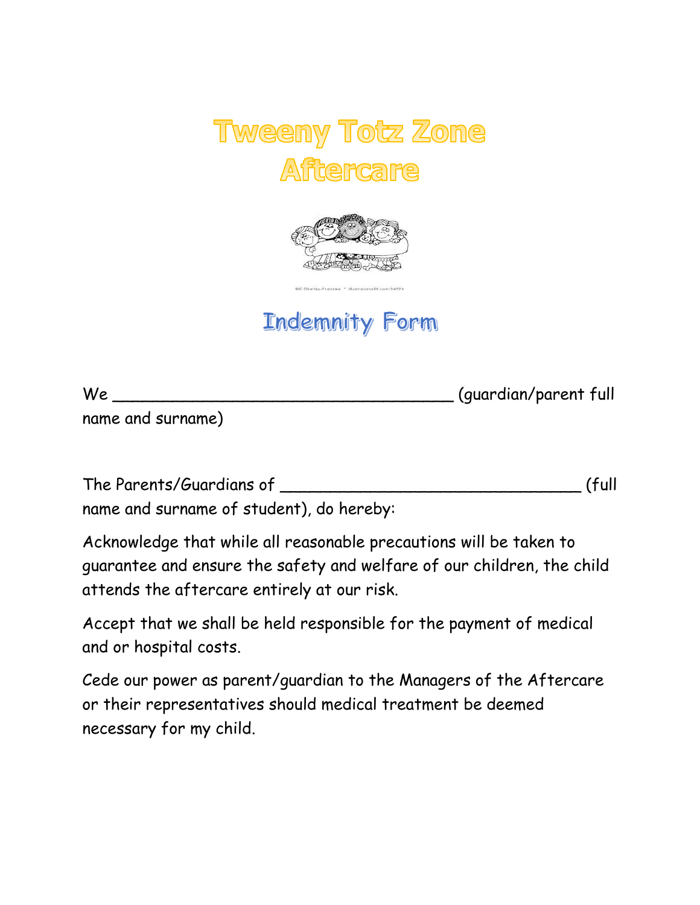# Tweeny Totz Zone Aftercare

©C Charley-Franzwa * illustrationsOf.com/34574

## Indemnity Form

We ____________________________________ (guardian/parent full name and surname)

The Parents/Guardians of ________________________________ (full name and surname of student), do hereby:

Acknowledge that while all reasonable precautions will be taken to guarantee and ensure the safety and welfare of our children, the child attends the aftercare entirely at our risk.

Accept that we shall be held responsible for the payment of medical and or hospital costs.

Cede our power as parent/guardian to the Managers of the Aftercare or their representatives should medical treatment be deemed necessary for my child.